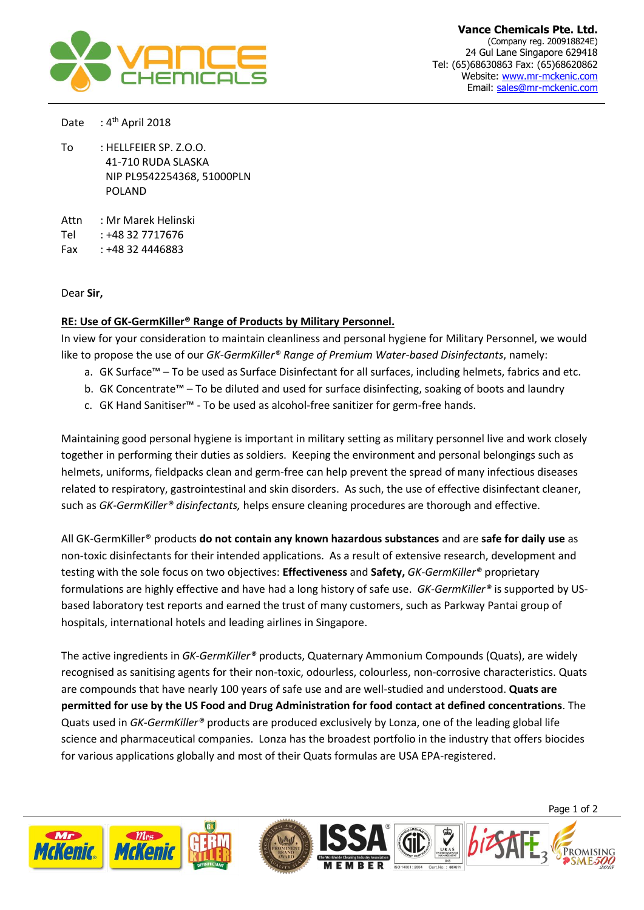**Vance Chemicals Pte. Ltd.**
(Company reg. 200918824E)
24 Gul Lane Singapore 629418
Tel: (65)68630863 Fax: (65)68620862
Website: www.mr-mckenic.com
Email: sales@mr-mckenic.com

Date : 4th April 2018

To : HELLFEIER SP. Z.O.O.
41-710 RUDA SLASKA
NIP PL9542254368, 51000PLN
POLAND

Attn : Mr Marek Helinski
Tel : +48 32 7717676
Fax : +48 32 4446883

Dear **Sir,**

**RE: Use of GK-GermKiller® Range of Products by Military Personnel.**

In view for your consideration to maintain cleanliness and personal hygiene for Military Personnel, we would like to propose the use of our *GK-GermKiller® Range of Premium Water-based Disinfectants*, namely:

a. GK Surface™ – To be used as Surface Disinfectant for all surfaces, including helmets, fabrics and etc.
b. GK Concentrate™ – To be diluted and used for surface disinfecting, soaking of boots and laundry
c. GK Hand Sanitiser™ - To be used as alcohol-free sanitizer for germ-free hands.

Maintaining good personal hygiene is important in military setting as military personnel live and work closely together in performing their duties as soldiers. Keeping the environment and personal belongings such as helmets, uniforms, fieldpacks clean and germ-free can help prevent the spread of many infectious diseases related to respiratory, gastrointestinal and skin disorders. As such, the use of effective disinfectant cleaner, such as *GK-GermKiller® disinfectants,* helps ensure cleaning procedures are thorough and effective.

All GK-GermKiller® products **do not contain any known hazardous substances** and are **safe for daily use** as non-toxic disinfectants for their intended applications. As a result of extensive research, development and testing with the sole focus on two objectives: **Effectiveness** and **Safety,** *GK-GermKiller®* proprietary formulations are highly effective and have had a long history of safe use. *GK-GermKiller®* is supported by US-based laboratory test reports and earned the trust of many customers, such as Parkway Pantai group of hospitals, international hotels and leading airlines in Singapore.

The active ingredients in *GK-GermKiller®* products, Quaternary Ammonium Compounds (Quats), are widely recognised as sanitising agents for their non-toxic, odourless, colourless, non-corrosive characteristics. Quats are compounds that have nearly 100 years of safe use and are well-studied and understood. **Quats are permitted for use by the US Food and Drug Administration for food contact at defined concentrations**. The Quats used in *GK-GermKiller®* products are produced exclusively by Lonza, one of the leading global life science and pharmaceutical companies. Lonza has the broadest portfolio in the industry that offers biocides for various applications globally and most of their Quats formulas are USA EPA-registered.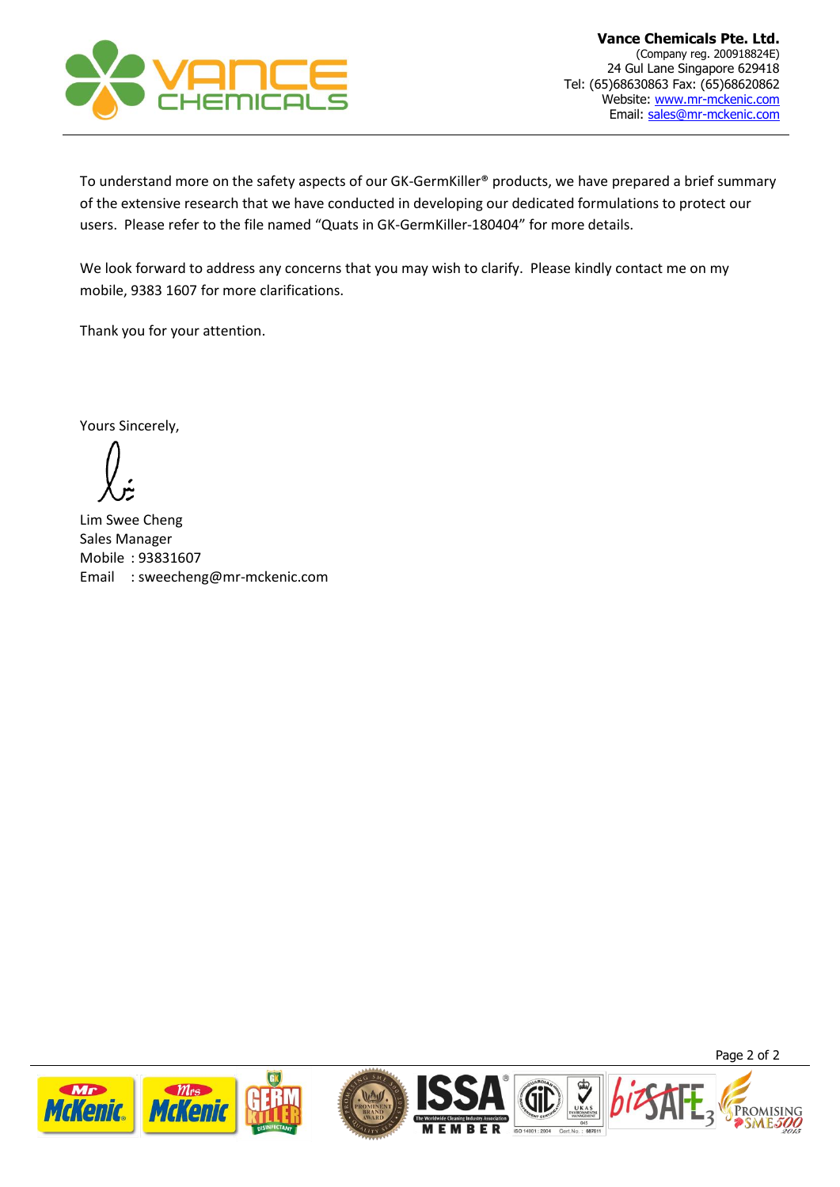**Vance Chemicals Pte. Ltd.**
(Company reg. 200918824E)
24 Gul Lane Singapore 629418
Tel: (65)68630863 Fax: (65)68620862
Website: www.mr-mckenic.com
Email: sales@mr-mckenic.com

To understand more on the safety aspects of our GK-GermKiller® products, we have prepared a brief summary of the extensive research that we have conducted in developing our dedicated formulations to protect our users. Please refer to the file named "Quats in GK-GermKiller-180404" for more details.

We look forward to address any concerns that you may wish to clarify. Please kindly contact me on my mobile, 9383 1607 for more clarifications.

Thank you for your attention.

Yours Sincerely,

Lim Swee Cheng
Sales Manager
Mobile : 93831607
Email : sweecheng@mr-mckenic.com